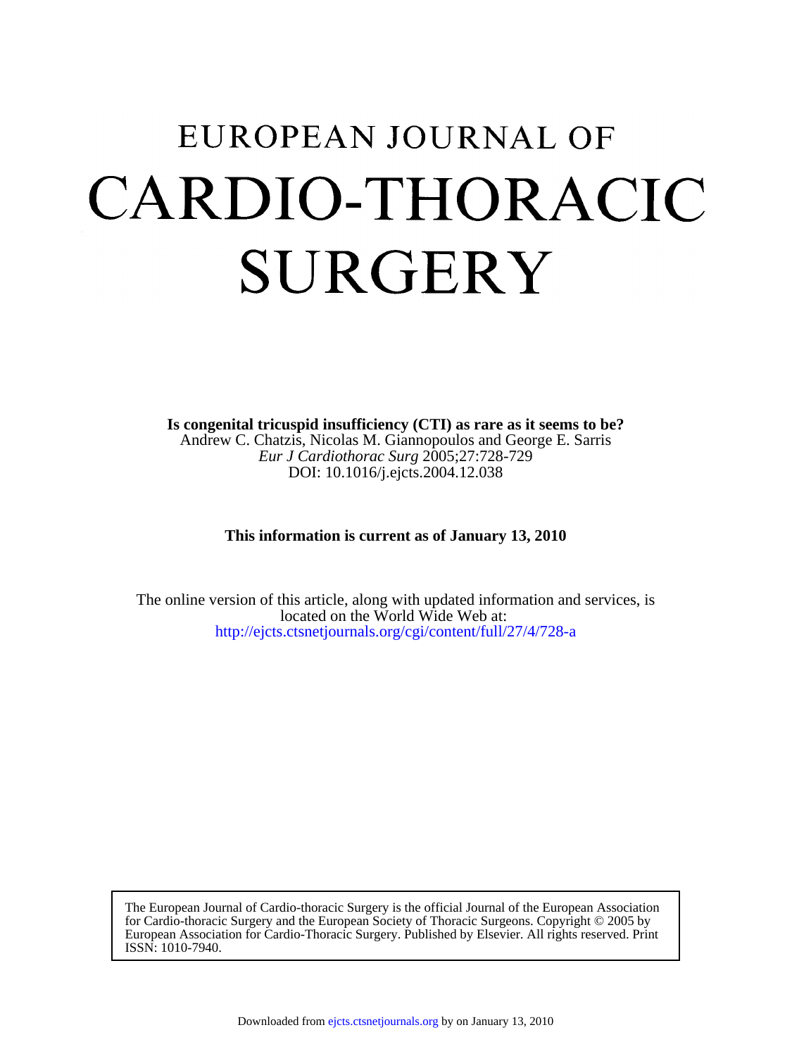# EUROPEAN JOURNAL OF CARDIO-THORACIC SURGERY

**Is congenital tricuspid insufficiency (CTI) as rare as it seems to be?**
Andrew C. Chatzis, Nicolas M. Giannopoulos and George E. Sarris
*Eur J Cardiothorac Surg* 2005;27:728-729
DOI: 10.1016/j.ejcts.2004.12.038

**This information is current as of January 13, 2010**

The online version of this article, along with updated information and services, is located on the World Wide Web at:
http://ejcts.ctsnetjournals.org/cgi/content/full/27/4/728-a

The European Journal of Cardio-thoracic Surgery is the official Journal of the European Association for Cardio-thoracic Surgery and the European Society of Thoracic Surgeons. Copyright © 2005 by European Association for Cardio-Thoracic Surgery. Published by Elsevier. All rights reserved. Print ISSN: 1010-7940.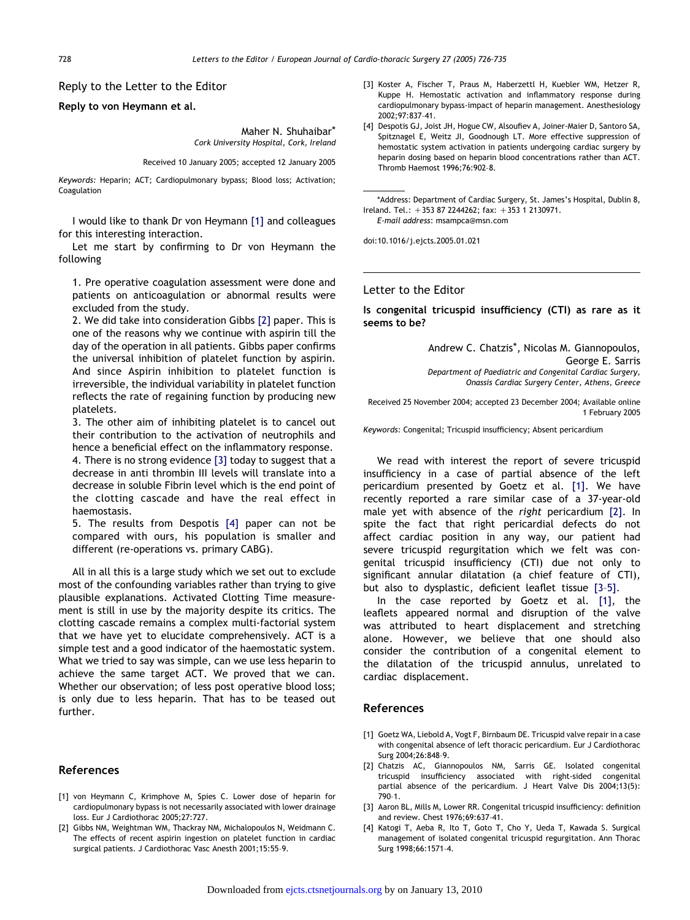## Reply to the Letter to the Editor

**Reply to von Heymann et al.**

Maher N. Shuhaibar*
*Cork University Hospital, Cork, Ireland*

Received 10 January 2005; accepted 12 January 2005

*Keywords:* Heparin; ACT; Cardiopulmonary bypass; Blood loss; Activation; Coagulation

I would like to thank Dr von Heymann [1] and colleagues for this interesting interaction.

Let me start by confirming to Dr von Heymann the following

1. Pre operative coagulation assessment were done and patients on anticoagulation or abnormal results were excluded from the study.
2. We did take into consideration Gibbs [2] paper. This is one of the reasons why we continue with aspirin till the day of the operation in all patients. Gibbs paper confirms the universal inhibition of platelet function by aspirin. And since Aspirin inhibition to platelet function is irreversible, the individual variability in platelet function reflects the rate of regaining function by producing new platelets.
3. The other aim of inhibiting platelet is to cancel out their contribution to the activation of neutrophils and hence a beneficial effect on the inflammatory response.
4. There is no strong evidence [3] today to suggest that a decrease in anti thrombin III levels will translate into a decrease in soluble Fibrin level which is the end point of the clotting cascade and have the real effect in haemostasis.
5. The results from Despotis [4] paper can not be compared with ours, his population is smaller and different (re-operations vs. primary CABG).

All in all this is a large study which we set out to exclude most of the confounding variables rather than trying to give plausible explanations. Activated Clotting Time measurement is still in use by the majority despite its critics. The clotting cascade remains a complex multi-factorial system that we have yet to elucidate comprehensively. ACT is a simple test and a good indicator of the haemostatic system. What we tried to say was simple, can we use less heparin to achieve the same target ACT. We proved that we can. Whether our observation; of less post operative blood loss; is only due to less heparin. That has to be teased out further.

### References

[1] von Heymann C, Krimphove M, Spies C. Lower dose of heparin for cardiopulmonary bypass is not necessarily associated with lower drainage loss. Eur J Cardiothorac 2005;27:727.

[2] Gibbs NM, Weightman WM, Thackray NM, Michalopoulos N, Weidmann C. The effects of recent aspirin ingestion on platelet function in cardiac surgical patients. J Cardiothorac Vasc Anesth 2001;15:55–9.

[3] Koster A, Fischer T, Praus M, Haberzettl H, Kuebler WM, Hetzer R, Kuppe H. Hemostatic activation and inflammatory response during cardiopulmonary bypass-impact of heparin management. Anesthesiology 2002;97:837–41.

[4] Despotis GJ, Joist JH, Hogue CW, Alsoufiev A, Joiner-Maier D, Santoro SA, Spitznagel E, Weitz JI, Goodnough LT. More effective suppression of hemostatic system activation in patients undergoing cardiac surgery by heparin dosing based on heparin blood concentrations rather than ACT. Thromb Haemost 1996;76:902–8.

*Address: Department of Cardiac Surgery, St. James's Hospital, Dublin 8, Ireland. Tel.: +353 87 2244262; fax: +353 1 2130971.
*E-mail address*: msampca@msn.com

doi:10.1016/j.ejcts.2005.01.021

## Letter to the Editor

**Is congenital tricuspid insufficiency (CTI) as rare as it seems to be?**

Andrew C. Chatzis*, Nicolas M. Giannopoulos, George E. Sarris
*Department of Paediatric and Congenital Cardiac Surgery, Onassis Cardiac Surgery Center, Athens, Greece*

Received 25 November 2004; accepted 23 December 2004; Available online 1 February 2005

*Keywords:* Congenital; Tricuspid insufficiency; Absent pericardium

We read with interest the report of severe tricuspid insufficiency in a case of partial absence of the left pericardium presented by Goetz et al. [1]. We have recently reported a rare similar case of a 37-year-old male yet with absence of the *right* pericardium [2]. In spite the fact that right pericardial defects do not affect cardiac position in any way, our patient had severe tricuspid regurgitation which we felt was congenital tricuspid insufficiency (CTI) due not only to significant annular dilatation (a chief feature of CTI), but also to dysplastic, deficient leaflet tissue [3–5].

In the case reported by Goetz et al. [1], the leaflets appeared normal and disruption of the valve was attributed to heart displacement and stretching alone. However, we believe that one should also consider the contribution of a congenital element to the dilatation of the tricuspid annulus, unrelated to cardiac displacement.

### References

[1] Goetz WA, Liebold A, Vogt F, Birnbaum DE. Tricuspid valve repair in a case with congenital absence of left thoracic pericardium. Eur J Cardiothorac Surg 2004;26:848–9.

[2] Chatzis AC, Giannopoulos NM, Sarris GE. Isolated congenital tricuspid insufficiency associated with right-sided congenital partial absence of the pericardium. J Heart Valve Dis 2004;13(5): 790–1.

[3] Aaron BL, Mills M, Lower RR. Congenital tricuspid insufficiency: definition and review. Chest 1976;69:637–41.

[4] Katogi T, Aeba R, Ito T, Goto T, Cho Y, Ueda T, Kawada S. Surgical management of isolated congenital tricuspid regurgitation. Ann Thorac Surg 1998;66:1571–4.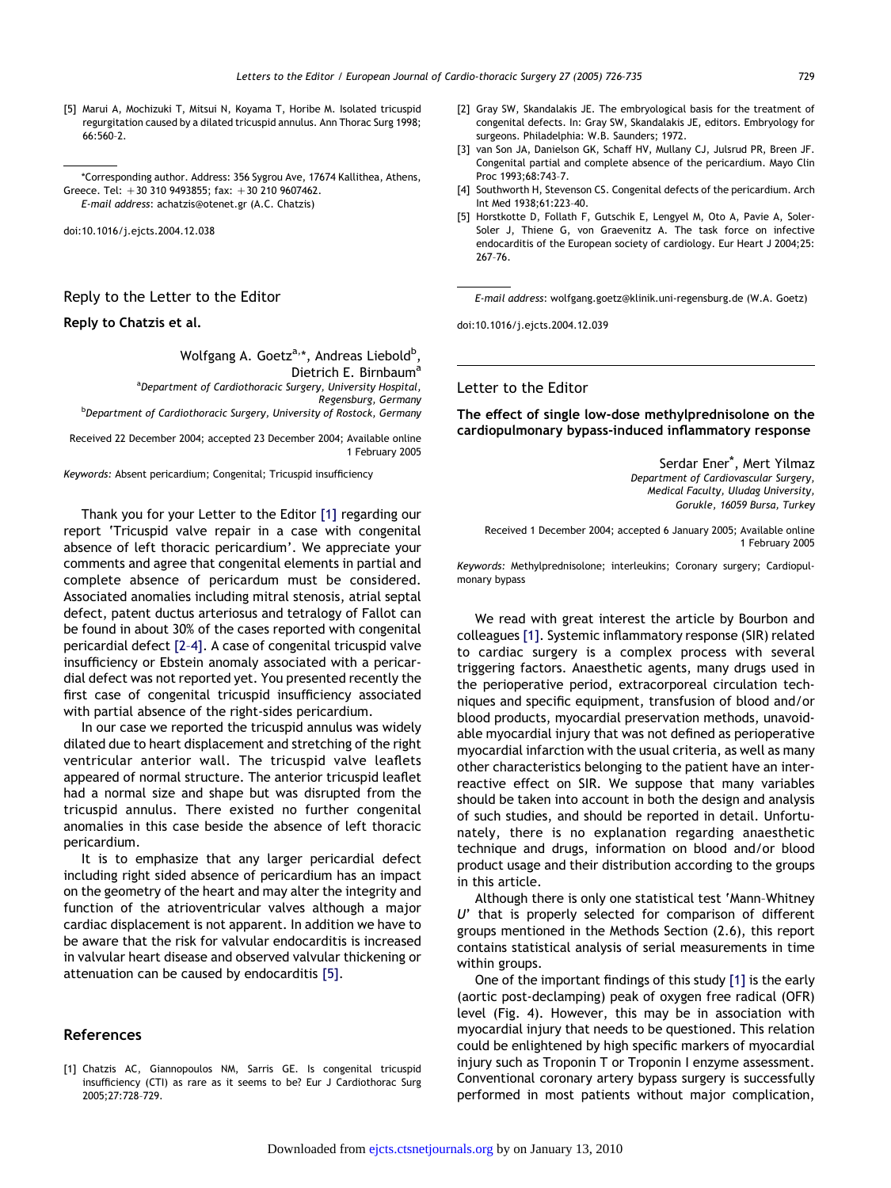[5] Marui A, Mochizuki T, Mitsui N, Koyama T, Horibe M. Isolated tricuspid regurgitation caused by a dilated tricuspid annulus. Ann Thorac Surg 1998; 66:560–2.

*Corresponding author. Address: 356 Sygrou Ave, 17674 Kallithea, Athens, Greece. Tel: +30 310 9493855; fax: +30 210 9607462.
*E-mail address*: achatzis@otenet.gr (A.C. Chatzis)

doi:10.1016/j.ejcts.2004.12.038

## Reply to the Letter to the Editor

### Reply to Chatzis et al.

Wolfgang A. Goetz[a,*], Andreas Liebold[b], Dietrich E. Birnbaum[a]

[a]*Department of Cardiothoracic Surgery, University Hospital, Regensburg, Germany*
[b]*Department of Cardiothoracic Surgery, University of Rostock, Germany*

Received 22 December 2004; accepted 23 December 2004; Available online 1 February 2005

*Keywords:* Absent pericardium; Congenital; Tricuspid insufficiency

Thank you for your Letter to the Editor [1] regarding our report 'Tricuspid valve repair in a case with congenital absence of left thoracic pericardium'. We appreciate your comments and agree that congenital elements in partial and complete absence of pericardum must be considered. Associated anomalies including mitral stenosis, atrial septal defect, patent ductus arteriosus and tetralogy of Fallot can be found in about 30% of the cases reported with congenital pericardial defect [2–4]. A case of congenital tricuspid valve insufficiency or Ebstein anomaly associated with a pericardial defect was not reported yet. You presented recently the first case of congenital tricuspid insufficiency associated with partial absence of the right-sides pericardium.

In our case we reported the tricuspid annulus was widely dilated due to heart displacement and stretching of the right ventricular anterior wall. The tricuspid valve leaflets appeared of normal structure. The anterior tricuspid leaflet had a normal size and shape but was disrupted from the tricuspid annulus. There existed no further congenital anomalies in this case beside the absence of left thoracic pericardium.

It is to emphasize that any larger pericardial defect including right sided absence of pericardium has an impact on the geometry of the heart and may alter the integrity and function of the atrioventricular valves although a major cardiac displacement is not apparent. In addition we have to be aware that the risk for valvular endocarditis is increased in valvular heart disease and observed valvular thickening or attenuation can be caused by endocarditis [5].

## References

[1] Chatzis AC, Giannopoulos NM, Sarris GE. Is congenital tricuspid insufficiency (CTI) as rare as it seems to be? Eur J Cardiothorac Surg 2005;27:728–729.

[2] Gray SW, Skandalakis JE. The embryological basis for the treatment of congenital defects. In: Gray SW, Skandalakis JE, editors. Embryology for surgeons. Philadelphia: W.B. Saunders; 1972.

[3] van Son JA, Danielson GK, Schaff HV, Mullany CJ, Julsrud PR, Breen JF. Congenital partial and complete absence of the pericardium. Mayo Clin Proc 1993;68:743–7.

[4] Southworth H, Stevenson CS. Congenital defects of the pericardium. Arch Int Med 1938;61:223–40.

[5] Horstkotte D, Follath F, Gutschik E, Lengyel M, Oto A, Pavie A, Soler-Soler J, Thiene G, von Graevenitz A. The task force on infective endocarditis of the European society of cardiology. Eur Heart J 2004;25: 267–76.

*E-mail address*: wolfgang.goetz@klinik.uni-regensburg.de (W.A. Goetz)

doi:10.1016/j.ejcts.2004.12.039

## Letter to the Editor

### The effect of single low-dose methylprednisolone on the cardiopulmonary bypass-induced inflammatory response

Serdar Ener*, Mert Yilmaz

*Department of Cardiovascular Surgery, Medical Faculty, Uludag University, Gorukle, 16059 Bursa, Turkey*

Received 1 December 2004; accepted 6 January 2005; Available online 1 February 2005

*Keywords:* Methylprednisolone; interleukins; Coronary surgery; Cardiopulmonary bypass

We read with great interest the article by Bourbon and colleagues [1]. Systemic inflammatory response (SIR) related to cardiac surgery is a complex process with several triggering factors. Anaesthetic agents, many drugs used in the perioperative period, extracorporeal circulation techniques and specific equipment, transfusion of blood and/or blood products, myocardial preservation methods, unavoidable myocardial injury that was not defined as perioperative myocardial infarction with the usual criteria, as well as many other characteristics belonging to the patient have an inter-reactive effect on SIR. We suppose that many variables should be taken into account in both the design and analysis of such studies, and should be reported in detail. Unfortunately, there is no explanation regarding anaesthetic technique and drugs, information on blood and/or blood product usage and their distribution according to the groups in this article.

Although there is only one statistical test 'Mann–Whitney *U*' that is properly selected for comparison of different groups mentioned in the Methods Section (2.6), this report contains statistical analysis of serial measurements in time within groups.

One of the important findings of this study [1] is the early (aortic post-declamping) peak of oxygen free radical (OFR) level (Fig. 4). However, this may be in association with myocardial injury that needs to be questioned. This relation could be enlightened by high specific markers of myocardial injury such as Troponin T or Troponin I enzyme assessment. Conventional coronary artery bypass surgery is successfully performed in most patients without major complication,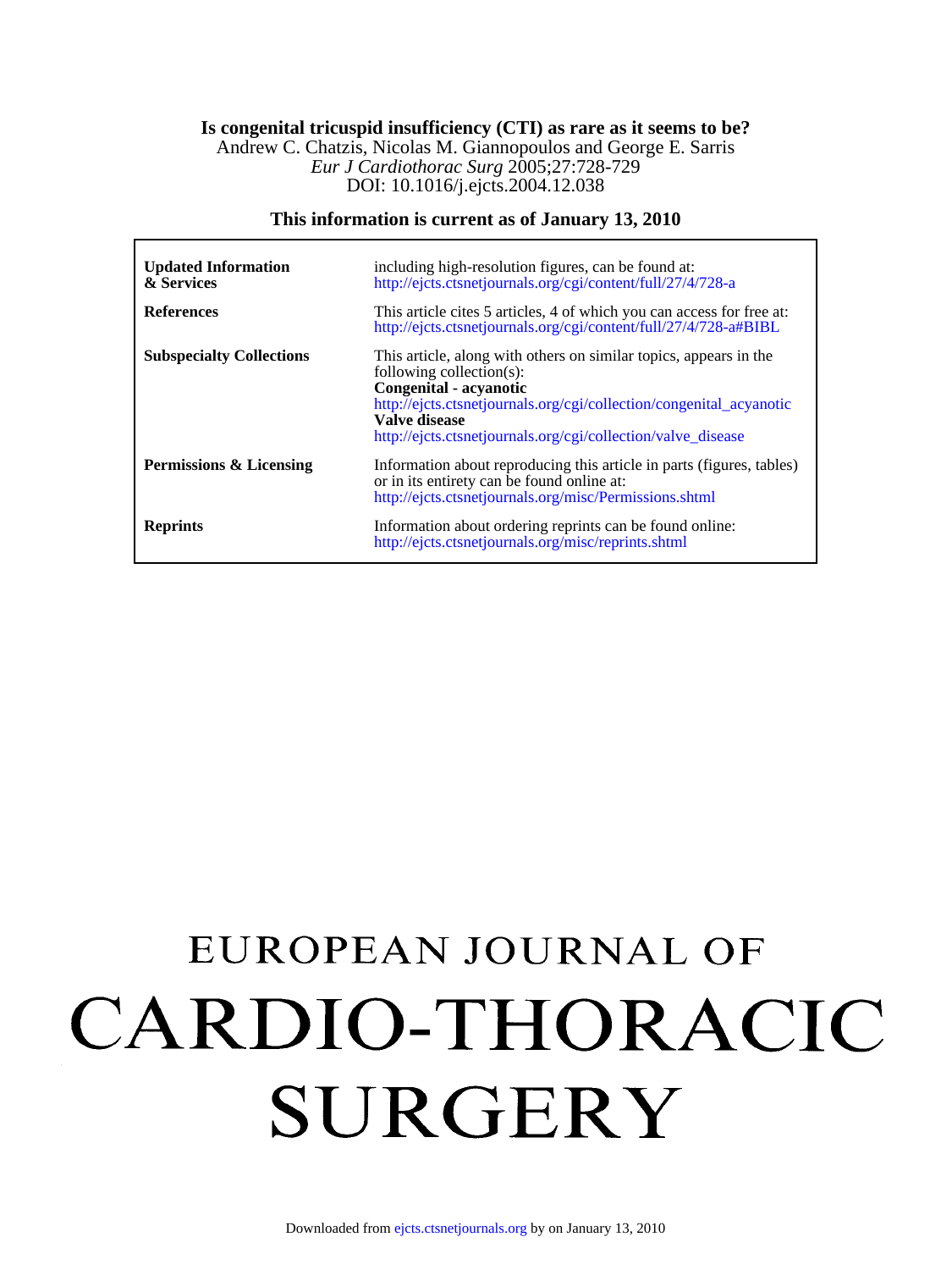**Is congenital tricuspid insufficiency (CTI) as rare as it seems to be?**

Andrew C. Chatzis, Nicolas M. Giannopoulos and George E. Sarris

*Eur J Cardiothorac Surg* 2005;27:728-729

DOI: 10.1016/j.ejcts.2004.12.038

**This information is current as of January 13, 2010**

| | |
|---|---|
| **Updated Information & Services** | including high-resolution figures, can be found at: http://ejcts.ctsnetjournals.org/cgi/content/full/27/4/728-a |
| **References** | This article cites 5 articles, 4 of which you can access for free at: http://ejcts.ctsnetjournals.org/cgi/content/full/27/4/728-a#BIBL |
| **Subspecialty Collections** | This article, along with others on similar topics, appears in the following collection(s): **Congenital - acyanotic** http://ejcts.ctsnetjournals.org/cgi/collection/congenital_acyanotic **Valve disease** http://ejcts.ctsnetjournals.org/cgi/collection/valve_disease |
| **Permissions & Licensing** | Information about reproducing this article in parts (figures, tables) or in its entirety can be found online at: http://ejcts.ctsnetjournals.org/misc/Permissions.shtml |
| **Reprints** | Information about ordering reprints can be found online: http://ejcts.ctsnetjournals.org/misc/reprints.shtml |

EUROPEAN JOURNAL OF

CARDIO-THORACIC

SURGERY

Downloaded from ejcts.ctsnetjournals.org by on January 13, 2010